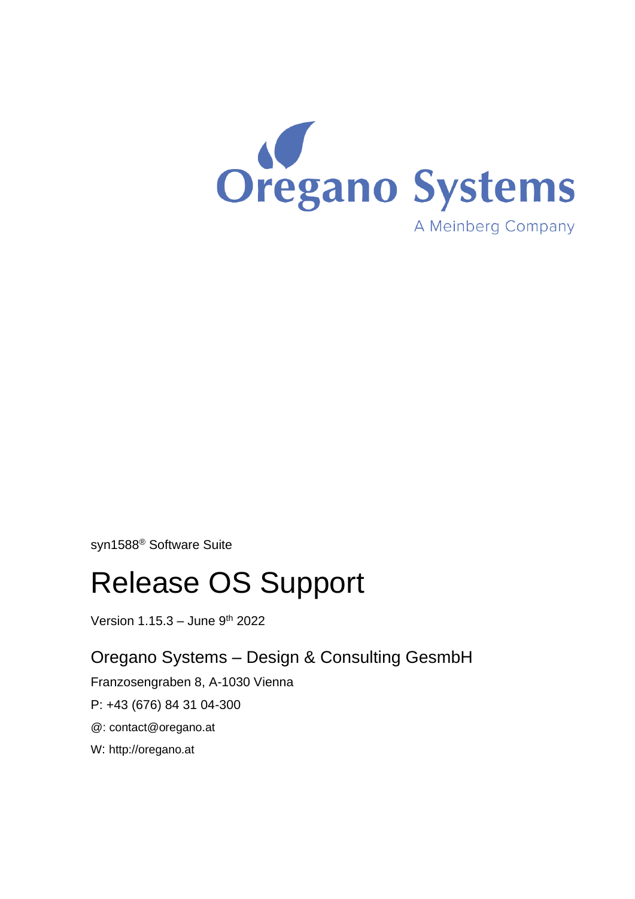Oregano Systems

A Meinberg Company

syn1588® Software Suite

# Release OS Support

Version 1.15.3 – June 9th 2022

## Oregano Systems – Design & Consulting GesmbH

Franzosengraben 8, A-1030 Vienna

P: +43 (676) 84 31 04-300

@: contact@oregano.at

W: http://oregano.at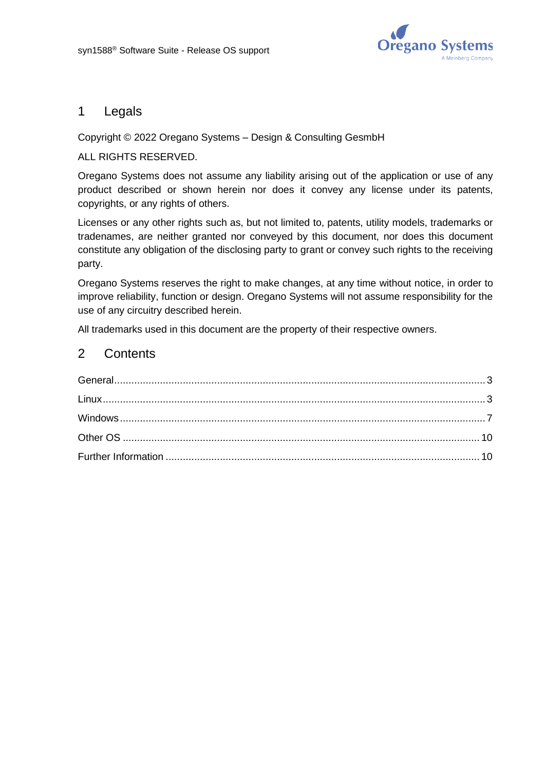# 1 Legals

Copyright © 2022 Oregano Systems – Design & Consulting GesmbH

ALL RIGHTS RESERVED.

Oregano Systems does not assume any liability arising out of the application or use of any product described or shown herein nor does it convey any license under its patents, copyrights, or any rights of others.

Licenses or any other rights such as, but not limited to, patents, utility models, trademarks or tradenames, are neither granted nor conveyed by this document, nor does this document constitute any obligation of the disclosing party to grant or convey such rights to the receiving party.

Oregano Systems reserves the right to make changes, at any time without notice, in order to improve reliability, function or design. Oregano Systems will not assume responsibility for the use of any circuitry described herein.

All trademarks used in this document are the property of their respective owners.

# 2 Contents

General ........................................................ 3

Linux ........................................................ 3

Windows ........................................................ 7

Other OS ........................................................ 10

Further Information ........................................................ 10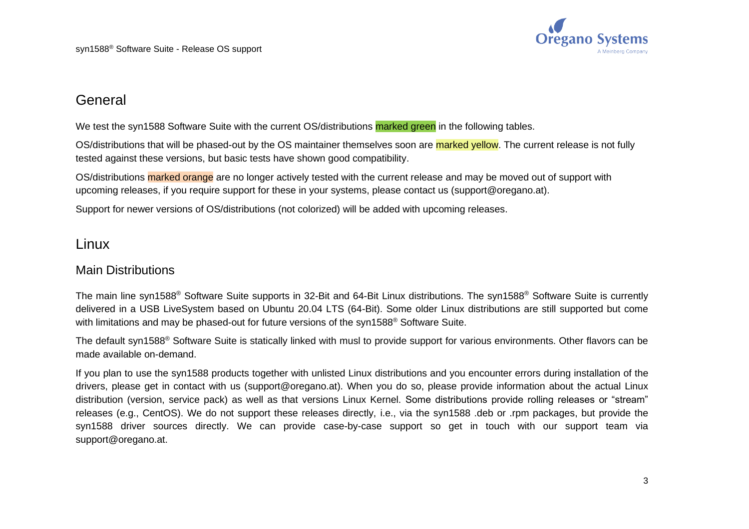# General

We test the syn1588 Software Suite with the current OS/distributions marked green in the following tables.

OS/distributions that will be phased-out by the OS maintainer themselves soon are marked yellow. The current release is not fully tested against these versions, but basic tests have shown good compatibility.

OS/distributions marked orange are no longer actively tested with the current release and may be moved out of support with upcoming releases, if you require support for these in your systems, please contact us (support@oregano.at).

Support for newer versions of OS/distributions (not colorized) will be added with upcoming releases.

# Linux

## Main Distributions

The main line syn1588® Software Suite supports in 32-Bit and 64-Bit Linux distributions. The syn1588® Software Suite is currently delivered in a USB LiveSystem based on Ubuntu 20.04 LTS (64-Bit). Some older Linux distributions are still supported but come with limitations and may be phased-out for future versions of the syn1588® Software Suite.

The default syn1588® Software Suite is statically linked with musl to provide support for various environments. Other flavors can be made available on-demand.

If you plan to use the syn1588 products together with unlisted Linux distributions and you encounter errors during installation of the drivers, please get in contact with us (support@oregano.at). When you do so, please provide information about the actual Linux distribution (version, service pack) as well as that versions Linux Kernel. Some distributions provide rolling releases or "stream" releases (e.g., CentOS). We do not support these releases directly, i.e., via the syn1588 .deb or .rpm packages, but provide the syn1588 driver sources directly. We can provide case-by-case support so get in touch with our support team via support@oregano.at.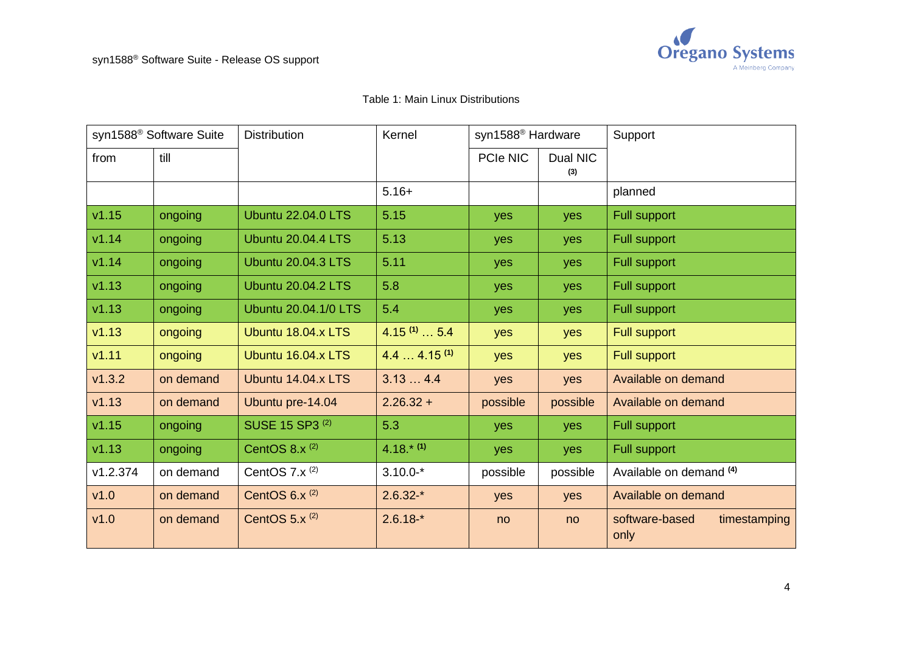Table 1: Main Linux Distributions

| syn1588® Software Suite | | Distribution | Kernel | syn1588® Hardware | | Support |
|---|---|---|---|---|---|---|
| from | till | | | PCIe NIC | Dual NIC [3] | |
| | | | 5.16+ | | | planned |
| v1.15 | ongoing | Ubuntu 22.04.0 LTS | 5.15 | yes | yes | Full support |
| v1.14 | ongoing | Ubuntu 20.04.4 LTS | 5.13 | yes | yes | Full support |
| v1.14 | ongoing | Ubuntu 20.04.3 LTS | 5.11 | yes | yes | Full support |
| v1.13 | ongoing | Ubuntu 20.04.2 LTS | 5.8 | yes | yes | Full support |
| v1.13 | ongoing | Ubuntu 20.04.1/0 LTS | 5.4 | yes | yes | Full support |
| v1.13 | ongoing | Ubuntu 18.04.x LTS | 4.15 [1] … 5.4 | yes | yes | Full support |
| v1.11 | ongoing | Ubuntu 16.04.x LTS | 4.4 … 4.15 [1] | yes | yes | Full support |
| v1.3.2 | on demand | Ubuntu 14.04.x LTS | 3.13 … 4.4 | yes | yes | Available on demand |
| v1.13 | on demand | Ubuntu pre-14.04 | 2.26.32 + | possible | possible | Available on demand |
| v1.15 | ongoing | SUSE 15 SP3 [2] | 5.3 | yes | yes | Full support |
| v1.13 | ongoing | CentOS 8.x [2] | 4.18.* [1] | yes | yes | Full support |
| v1.2.374 | on demand | CentOS 7.x [2] | 3.10.0-* | possible | possible | Available on demand [4] |
| v1.0 | on demand | CentOS 6.x [2] | 2.6.32-* | yes | yes | Available on demand |
| v1.0 | on demand | CentOS 5.x [2] | 2.6.18-* | no | no | software-based timestamping only |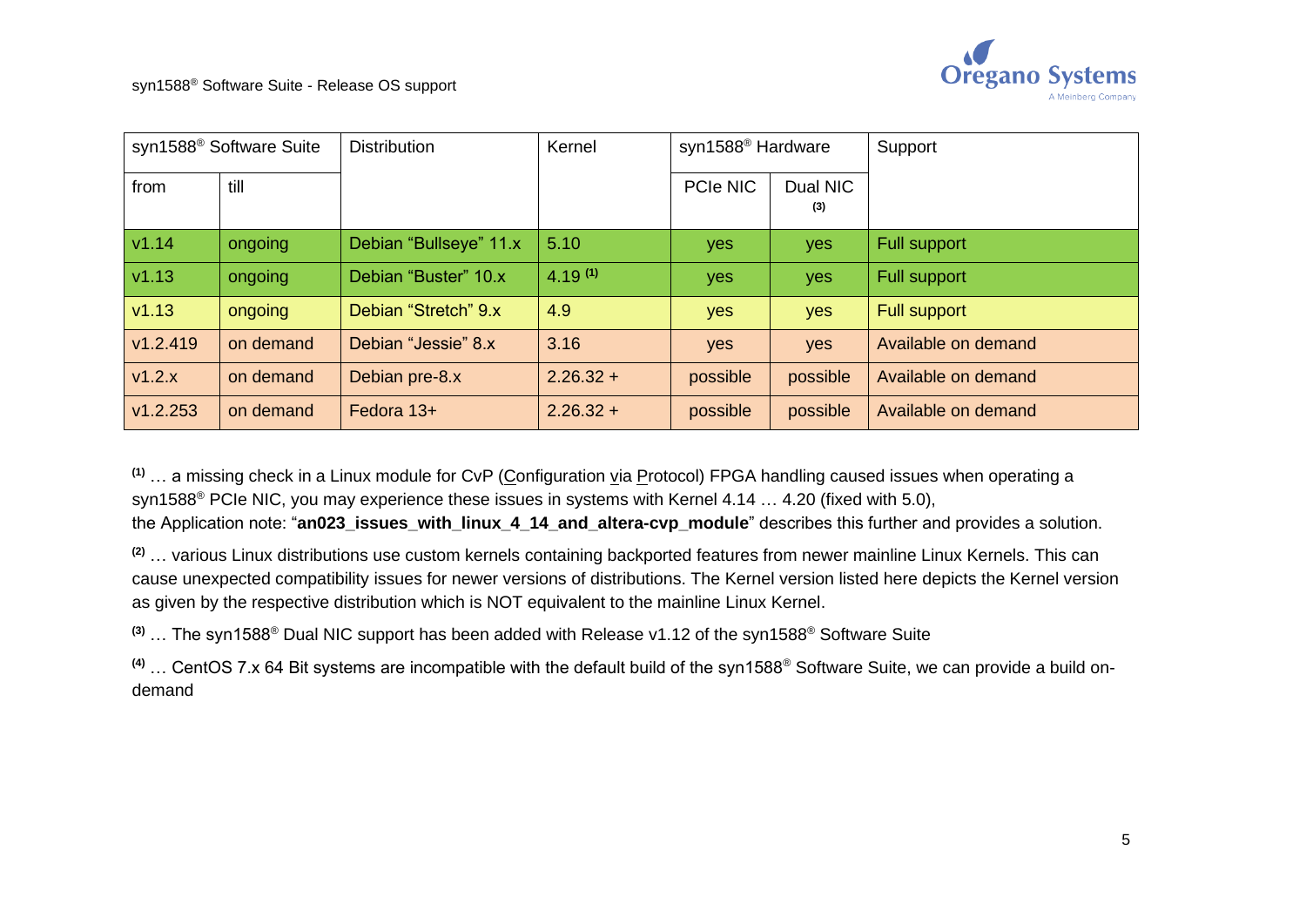| syn1588® Software Suite | | Distribution | Kernel | syn1588® Hardware | | Support |
|---|---|---|---|---|---|---|
| from | till | | | PCIe NIC | Dual NIC [3] | |
| v1.14 | ongoing | Debian "Bullseye" 11.x | 5.10 | yes | yes | Full support |
| v1.13 | ongoing | Debian "Buster" 10.x | 4.19 [1] | yes | yes | Full support |
| v1.13 | ongoing | Debian "Stretch" 9.x | 4.9 | yes | yes | Full support |
| v1.2.419 | on demand | Debian "Jessie" 8.x | 3.16 | yes | yes | Available on demand |
| v1.2.x | on demand | Debian pre-8.x | 2.26.32 + | possible | possible | Available on demand |
| v1.2.253 | on demand | Fedora 13+ | 2.26.32 + | possible | possible | Available on demand |

[1] … a missing check in a Linux module for CvP (Configuration via Protocol) FPGA handling caused issues when operating a syn1588® PCIe NIC, you may experience these issues in systems with Kernel 4.14 … 4.20 (fixed with 5.0), the Application note: "**an023_issues_with_linux_4_14_and_altera-cvp_module**" describes this further and provides a solution.

[2] … various Linux distributions use custom kernels containing backported features from newer mainline Linux Kernels. This can cause unexpected compatibility issues for newer versions of distributions. The Kernel version listed here depicts the Kernel version as given by the respective distribution which is NOT equivalent to the mainline Linux Kernel.

[3] … The syn1588® Dual NIC support has been added with Release v1.12 of the syn1588® Software Suite

[4] … CentOS 7.x 64 Bit systems are incompatible with the default build of the syn1588® Software Suite, we can provide a build on-demand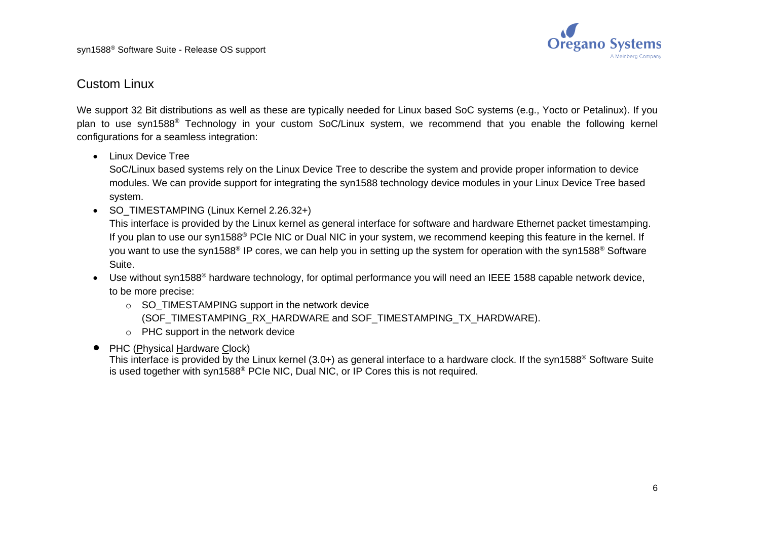## Custom Linux

We support 32 Bit distributions as well as these are typically needed for Linux based SoC systems (e.g., Yocto or Petalinux). If you plan to use syn1588® Technology in your custom SoC/Linux system, we recommend that you enable the following kernel configurations for a seamless integration:

- Linux Device Tree
  SoC/Linux based systems rely on the Linux Device Tree to describe the system and provide proper information to device modules. We can provide support for integrating the syn1588 technology device modules in your Linux Device Tree based system.
- SO_TIMESTAMPING (Linux Kernel 2.26.32+)
  This interface is provided by the Linux kernel as general interface for software and hardware Ethernet packet timestamping. If you plan to use our syn1588® PCIe NIC or Dual NIC in your system, we recommend keeping this feature in the kernel. If you want to use the syn1588® IP cores, we can help you in setting up the system for operation with the syn1588® Software Suite.
- Use without syn1588® hardware technology, for optimal performance you will need an IEEE 1588 capable network device, to be more precise:
  - SO_TIMESTAMPING support in the network device (SOF_TIMESTAMPING_RX_HARDWARE and SOF_TIMESTAMPING_TX_HARDWARE).
  - PHC support in the network device
- PHC (Physical Hardware Clock)
  This interface is provided by the Linux kernel (3.0+) as general interface to a hardware clock. If the syn1588® Software Suite is used together with syn1588® PCIe NIC, Dual NIC, or IP Cores this is not required.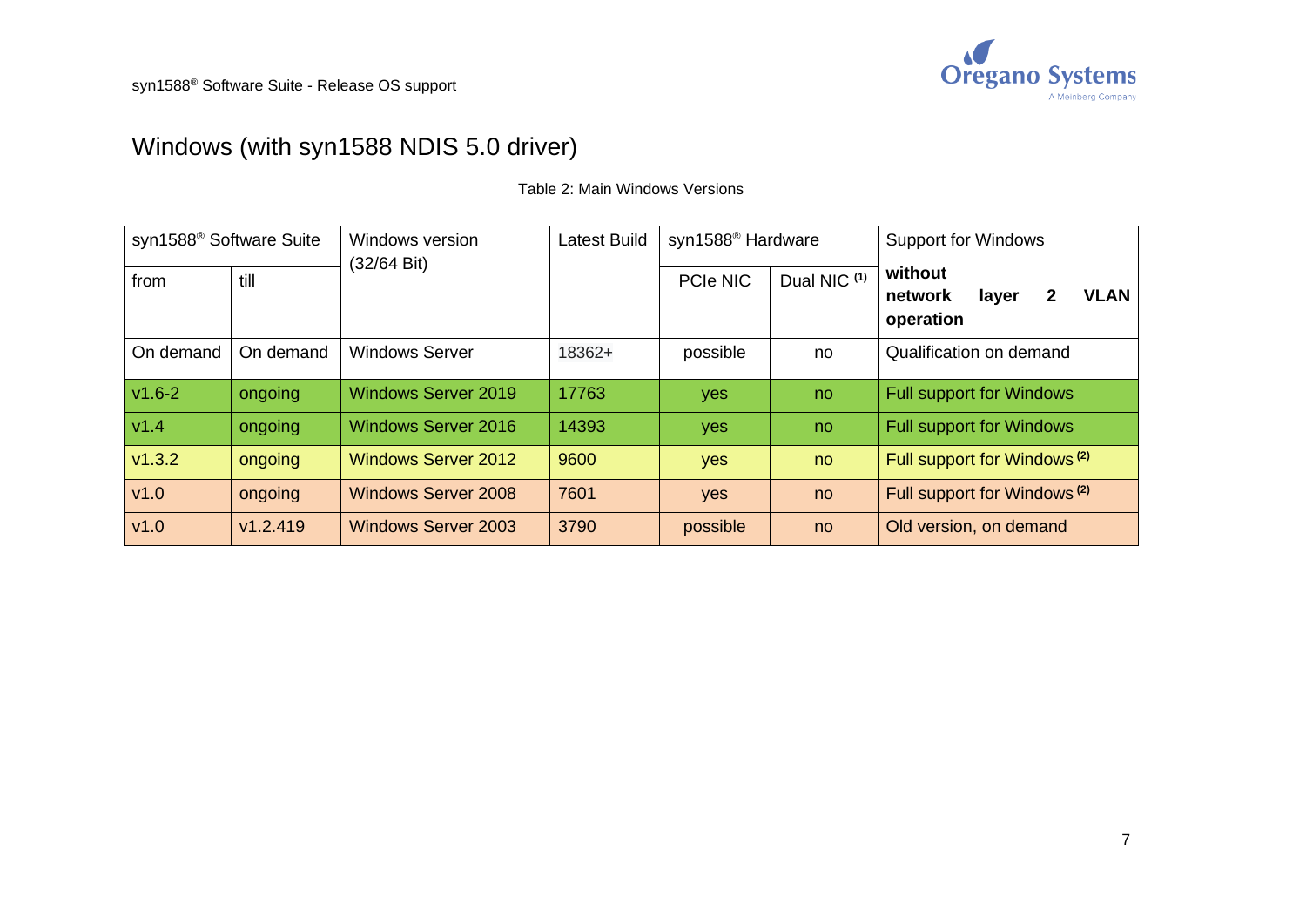# Windows (with syn1588 NDIS 5.0 driver)

Table 2: Main Windows Versions

| syn1588® Software Suite | | Windows version (32/64 Bit) | Latest Build | syn1588® Hardware | | Support for Windows |
|---|---|---|---|---|---|---|
| from | till | | | PCIe NIC | Dual NIC [(1)] | **without network layer 2 VLAN operation** |
| On demand | On demand | Windows Server | 18362+ | possible | no | Qualification on demand |
| v1.6-2 | ongoing | Windows Server 2019 | 17763 | yes | no | Full support for Windows |
| v1.4 | ongoing | Windows Server 2016 | 14393 | yes | no | Full support for Windows |
| v1.3.2 | ongoing | Windows Server 2012 | 9600 | yes | no | Full support for Windows [(2)] |
| v1.0 | ongoing | Windows Server 2008 | 7601 | yes | no | Full support for Windows [(2)] |
| v1.0 | v1.2.419 | Windows Server 2003 | 3790 | possible | no | Old version, on demand |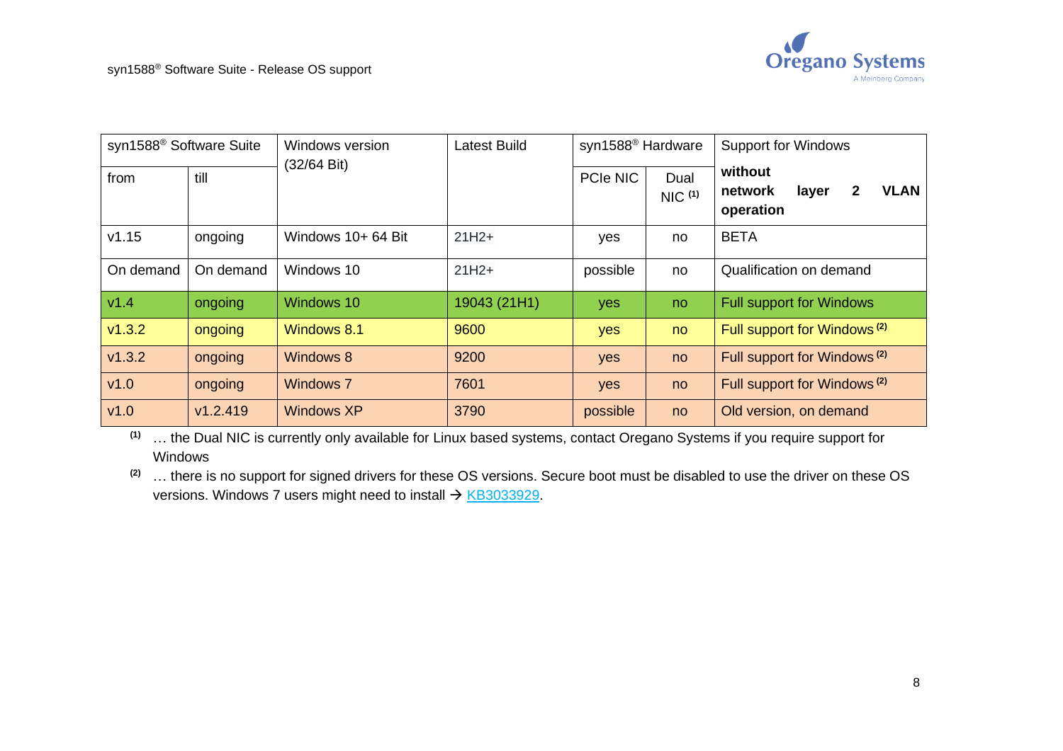| syn1588® Software Suite | | Windows version (32/64 Bit) | Latest Build | syn1588® Hardware | | Support for Windows |
|---|---|---|---|---|---|---|
| from | till | | | PCIe NIC | Dual NIC [1] | **without network layer 2 VLAN operation** |
| v1.15 | ongoing | Windows 10+ 64 Bit | 21H2+ | yes | no | BETA |
| On demand | On demand | Windows 10 | 21H2+ | possible | no | Qualification on demand |
| v1.4 | ongoing | Windows 10 | 19043 (21H1) | yes | no | Full support for Windows |
| v1.3.2 | ongoing | Windows 8.1 | 9600 | yes | no | Full support for Windows [2] |
| v1.3.2 | ongoing | Windows 8 | 9200 | yes | no | Full support for Windows [2] |
| v1.0 | ongoing | Windows 7 | 7601 | yes | no | Full support for Windows [2] |
| v1.0 | v1.2.419 | Windows XP | 3790 | possible | no | Old version, on demand |

[1] … the Dual NIC is currently only available for Linux based systems, contact Oregano Systems if you require support for Windows

[2] … there is no support for signed drivers for these OS versions. Secure boot must be disabled to use the driver on these OS versions. Windows 7 users might need to install → KB3033929.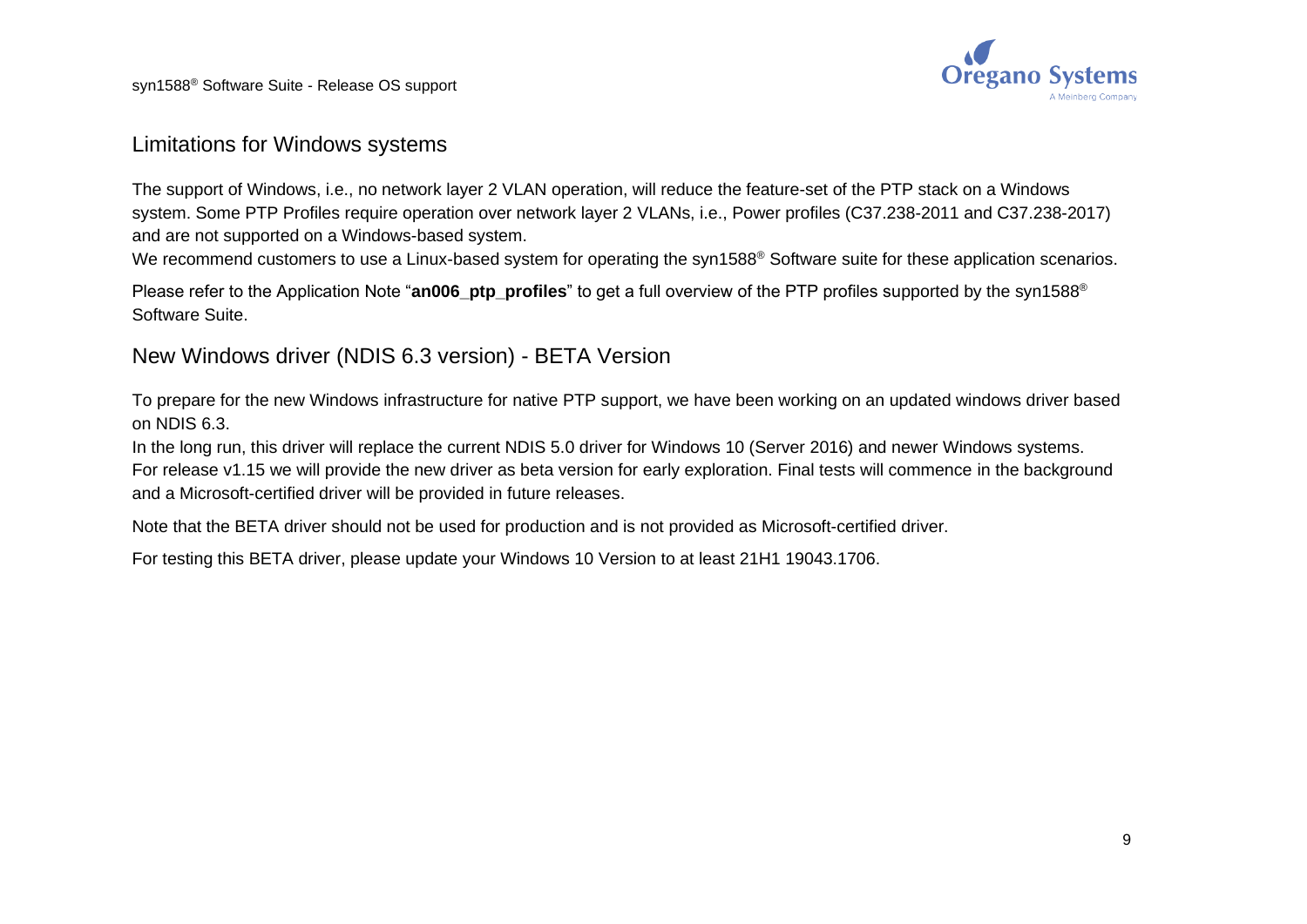## Limitations for Windows systems

The support of Windows, i.e., no network layer 2 VLAN operation, will reduce the feature-set of the PTP stack on a Windows system. Some PTP Profiles require operation over network layer 2 VLANs, i.e., Power profiles (C37.238-2011 and C37.238-2017) and are not supported on a Windows-based system.
We recommend customers to use a Linux-based system for operating the syn1588® Software suite for these application scenarios.

Please refer to the Application Note "**an006_ptp_profiles**" to get a full overview of the PTP profiles supported by the syn1588® Software Suite.

## New Windows driver (NDIS 6.3 version) - BETA Version

To prepare for the new Windows infrastructure for native PTP support, we have been working on an updated windows driver based on NDIS 6.3.
In the long run, this driver will replace the current NDIS 5.0 driver for Windows 10 (Server 2016) and newer Windows systems.
For release v1.15 we will provide the new driver as beta version for early exploration. Final tests will commence in the background and a Microsoft-certified driver will be provided in future releases.

Note that the BETA driver should not be used for production and is not provided as Microsoft-certified driver.

For testing this BETA driver, please update your Windows 10 Version to at least 21H1 19043.1706.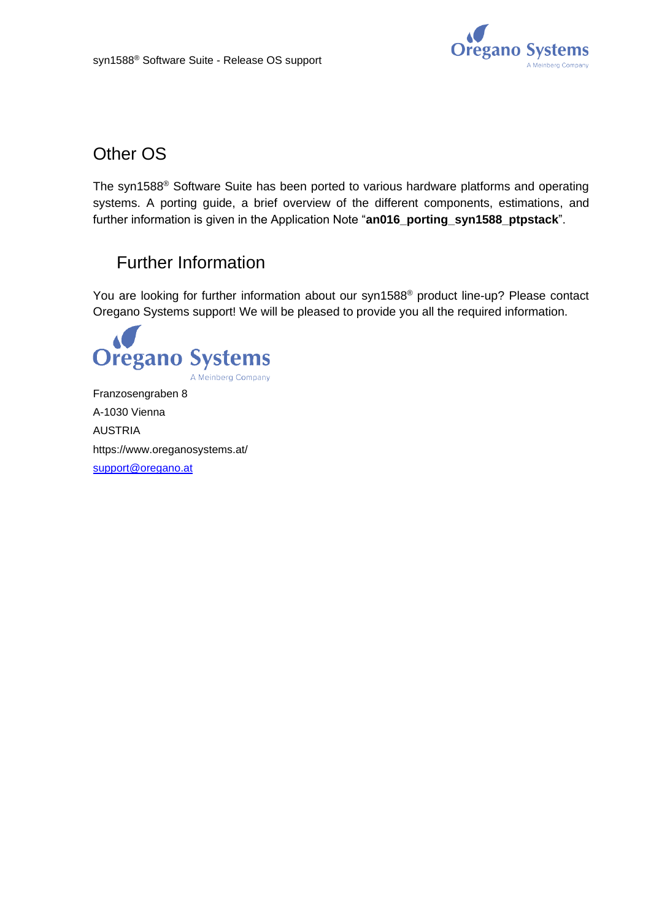## Other OS

The syn1588® Software Suite has been ported to various hardware platforms and operating systems. A porting guide, a brief overview of the different components, estimations, and further information is given in the Application Note "**an016_porting_syn1588_ptpstack**".

## Further Information

You are looking for further information about our syn1588® product line-up? Please contact Oregano Systems support! We will be pleased to provide you all the required information.

Oregano Systems
A Meinberg Company

Franzosengraben 8
A-1030 Vienna
AUSTRIA
https://www.oreganosystems.at/
support@oregano.at